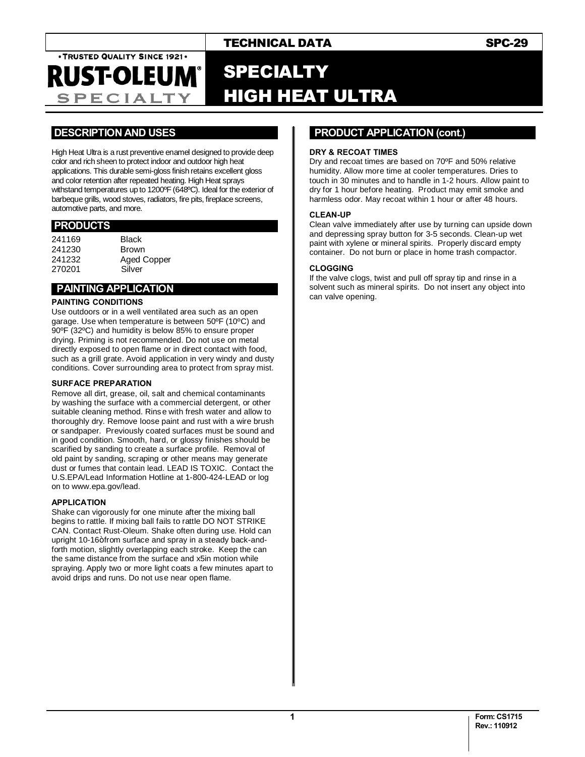# TECHNICAL DATA SPC-29

• TRUSTED QUALITY SINCE 1921 •

RUST-OLEUM® SPECIALTY

# SPECIALTY HIGH HEAT ULTRA

## DESCRIPTION AND USES

High Heat Ultra is a rust preventive enamel designed to provide deep color and rich sheen to protect indoor and outdoor high heat applications. This durable semi-gloss finish retains excellent gloss and color retention after repeated heating. High Heat sprays withstand temperatures up to 1200ºF (648ºC). Ideal for the exterior of barbeque grills, wood stoves, radiators, fire pits, fireplace screens, automotive parts, and more.

## PRODUCTS

| | |
|---|---|
| 241169 | Black |
| 241230 | Brown |
| 241232 | Aged Copper |
| 270201 | Silver |

## PAINTING APPLICATION

### PAINTING CONDITIONS

Use outdoors or in a well ventilated area such as an open garage. Use when temperature is between 50ºF (10ºC) and 90ºF (32ºC) and humidity is below 85% to ensure proper drying. Priming is not recommended. Do not use on metal directly exposed to open flame or in direct contact with food, such as a grill grate. Avoid application in very windy and dusty conditions. Cover surrounding area to protect from spray mist.

### SURFACE PREPARATION

Remove all dirt, grease, oil, salt and chemical contaminants by washing the surface with a commercial detergent, or other suitable cleaning method. Rinse with fresh water and allow to thoroughly dry. Remove loose paint and rust with a wire brush or sandpaper. Previously coated surfaces must be sound and in good condition. Smooth, hard, or glossy finishes should be scarified by sanding to create a surface profile. Removal of old paint by sanding, scraping or other means may generate dust or fumes that contain lead. LEAD IS TOXIC. Contact the U.S.EPA/Lead Information Hotline at 1-800-424-LEAD or log on to www.epa.gov/lead.

### APPLICATION

Shake can vigorously for one minute after the mixing ball begins to rattle. If mixing ball fails to rattle DO NOT STRIKE CAN. Contact Rust-Oleum. Shake often during use. Hold can upright 10-16òfrom surface and spray in a steady back-and-forth motion, slightly overlapping each stroke. Keep the can the same distance from the surface and x5in motion while spraying. Apply two or more light coats a few minutes apart to avoid drips and runs. Do not use near open flame.

## PRODUCT APPLICATION (cont.)

### DRY & RECOAT TIMES

Dry and recoat times are based on 70ºF and 50% relative humidity. Allow more time at cooler temperatures. Dries to touch in 30 minutes and to handle in 1-2 hours. Allow paint to dry for 1 hour before heating. Product may emit smoke and harmless odor. May recoat within 1 hour or after 48 hours.

### CLEAN-UP

Clean valve immediately after use by turning can upside down and depressing spray button for 3-5 seconds. Clean-up wet paint with xylene or mineral spirits. Properly discard empty container. Do not burn or place in home trash compactor.

### CLOGGING

If the valve clogs, twist and pull off spray tip and rinse in a solvent such as mineral spirits. Do not insert any object into can valve opening.

Form: CS1715
Rev.: 110912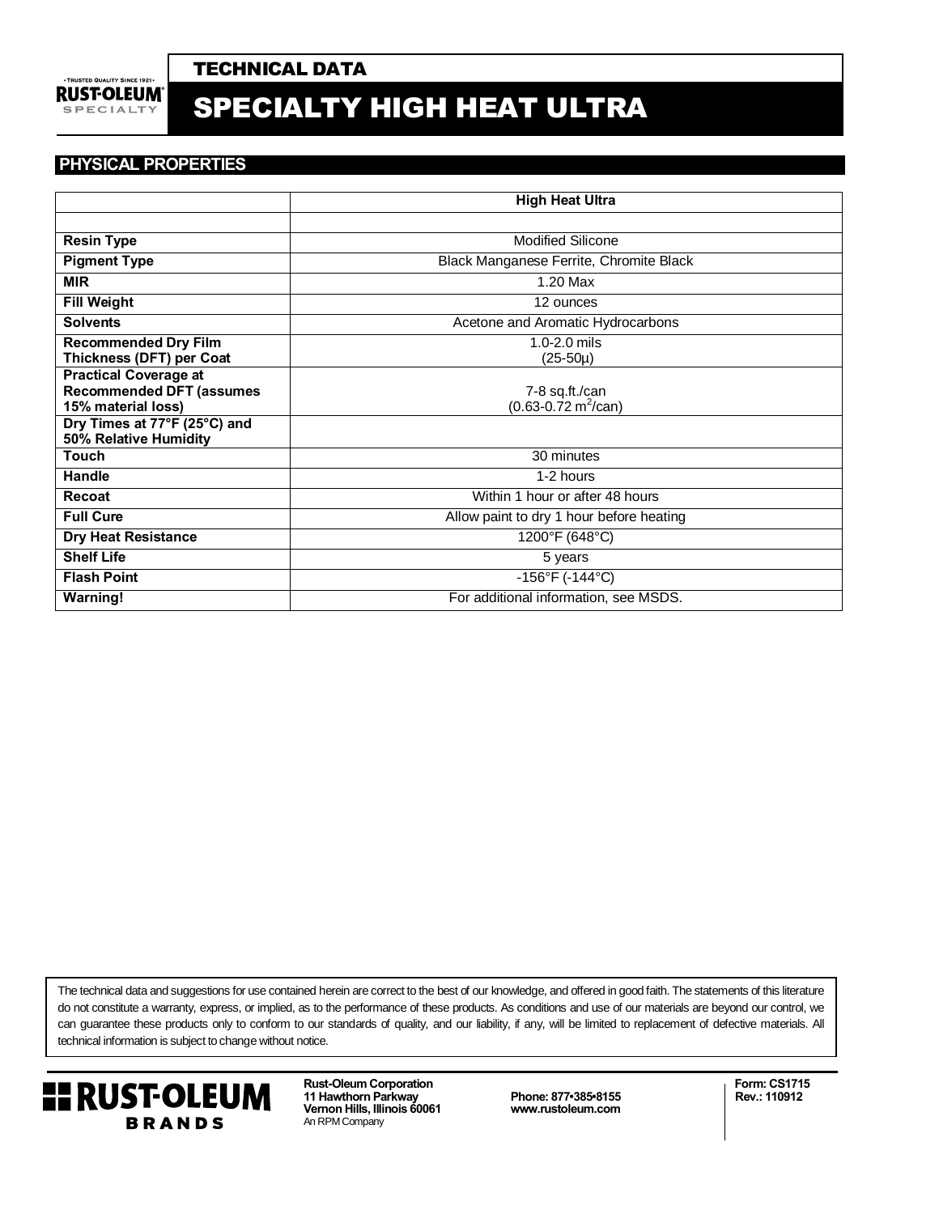# TECHNICAL DATA

# SPECIALTY HIGH HEAT ULTRA

## PHYSICAL PROPERTIES

| | High Heat Ultra |
|---|---|
| | |
| **Resin Type** | Modified Silicone |
| **Pigment Type** | Black Manganese Ferrite, Chromite Black |
| **MIR** | 1.20 Max |
| **Fill Weight** | 12 ounces |
| **Solvents** | Acetone and Aromatic Hydrocarbons |
| **Recommended Dry Film Thickness (DFT) per Coat** | 1.0-2.0 mils (25-50µ) |
| **Practical Coverage at Recommended DFT (assumes 15% material loss)** | 7-8 sq.ft./can (0.63-0.72 $m^2$/can) |
| **Dry Times at 77°F (25°C) and 50% Relative Humidity** | |
| **Touch** | 30 minutes |
| **Handle** | 1-2 hours |
| **Recoat** | Within 1 hour or after 48 hours |
| **Full Cure** | Allow paint to dry 1 hour before heating |
| **Dry Heat Resistance** | 1200°F (648°C) |
| **Shelf Life** | 5 years |
| **Flash Point** | -156°F (-144°C) |
| **Warning!** | For additional information, see MSDS. |

The technical data and suggestions for use contained herein are correct to the best of our knowledge, and offered in good faith. The statements of this literature do not constitute a warranty, express, or implied, as to the performance of these products. As conditions and use of our materials are beyond our control, we can guarantee these products only to conform to our standards of quality, and our liability, if any, will be limited to replacement of defective materials. All technical information is subject to change without notice.

**Rust-Oleum Corporation**
**11 Hawthorn Parkway**
**Vernon Hills, Illinois 60061**
An RPM Company

**Phone: 877•385•8155**
**www.rustoleum.com**

**Form: CS1715**
**Rev.: 110912**